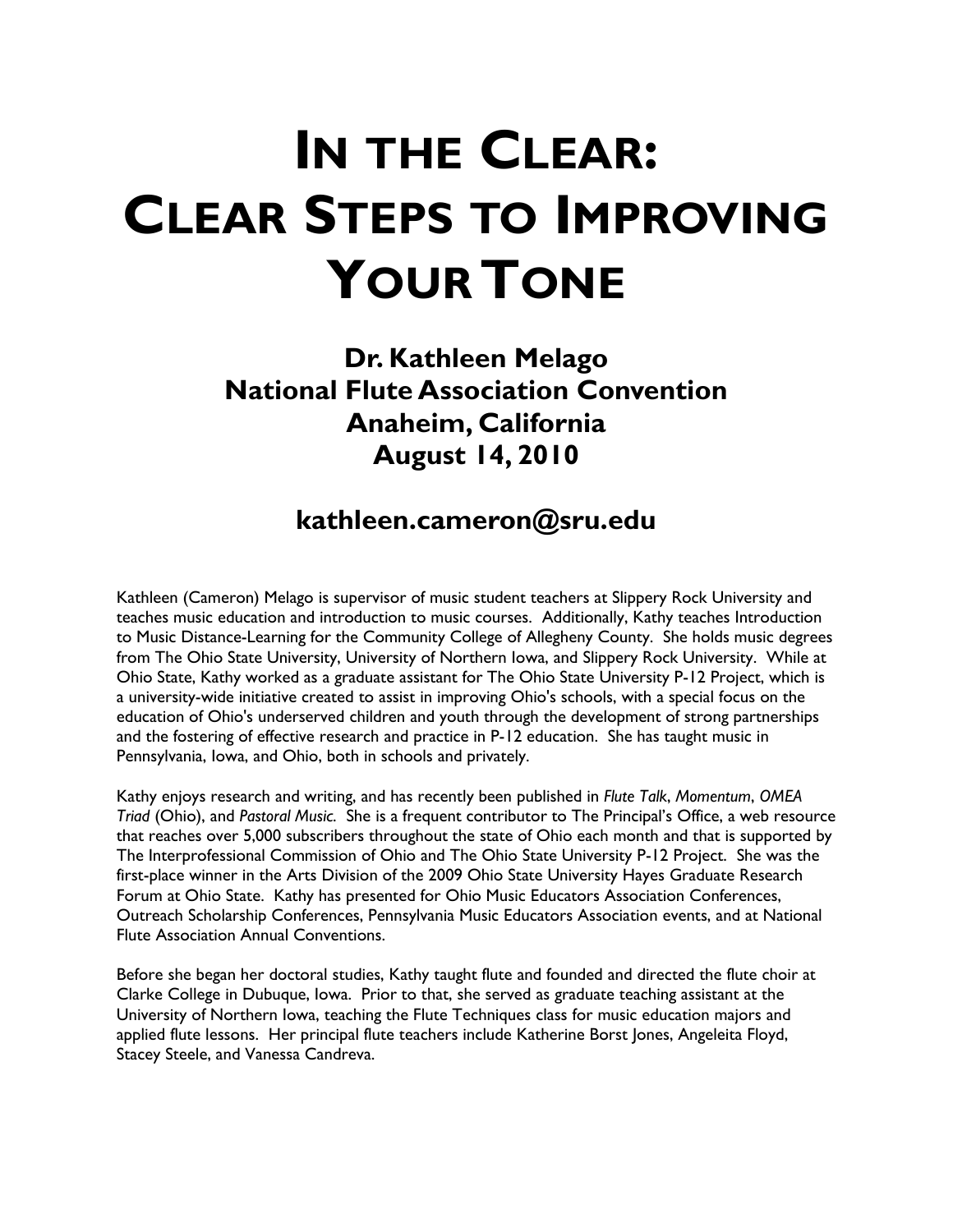# In the Clear: Clear Steps to Improving Your Tone

## Dr. Kathleen Melago
## National Flute Association Convention
## Anaheim, California
## August 14, 2010

### kathleen.cameron@sru.edu

Kathleen (Cameron) Melago is supervisor of music student teachers at Slippery Rock University and teaches music education and introduction to music courses. Additionally, Kathy teaches Introduction to Music Distance-Learning for the Community College of Allegheny County. She holds music degrees from The Ohio State University, University of Northern Iowa, and Slippery Rock University. While at Ohio State, Kathy worked as a graduate assistant for The Ohio State University P-12 Project, which is a university-wide initiative created to assist in improving Ohio's schools, with a special focus on the education of Ohio's underserved children and youth through the development of strong partnerships and the fostering of effective research and practice in P-12 education. She has taught music in Pennsylvania, Iowa, and Ohio, both in schools and privately.

Kathy enjoys research and writing, and has recently been published in *Flute Talk*, *Momentum*, *OMEA Triad* (Ohio), and *Pastoral Music.* She is a frequent contributor to The Principal's Office, a web resource that reaches over 5,000 subscribers throughout the state of Ohio each month and that is supported by The Interprofessional Commission of Ohio and The Ohio State University P-12 Project. She was the first-place winner in the Arts Division of the 2009 Ohio State University Hayes Graduate Research Forum at Ohio State. Kathy has presented for Ohio Music Educators Association Conferences, Outreach Scholarship Conferences, Pennsylvania Music Educators Association events, and at National Flute Association Annual Conventions.

Before she began her doctoral studies, Kathy taught flute and founded and directed the flute choir at Clarke College in Dubuque, Iowa. Prior to that, she served as graduate teaching assistant at the University of Northern Iowa, teaching the Flute Techniques class for music education majors and applied flute lessons. Her principal flute teachers include Katherine Borst Jones, Angeleita Floyd, Stacey Steele, and Vanessa Candreva.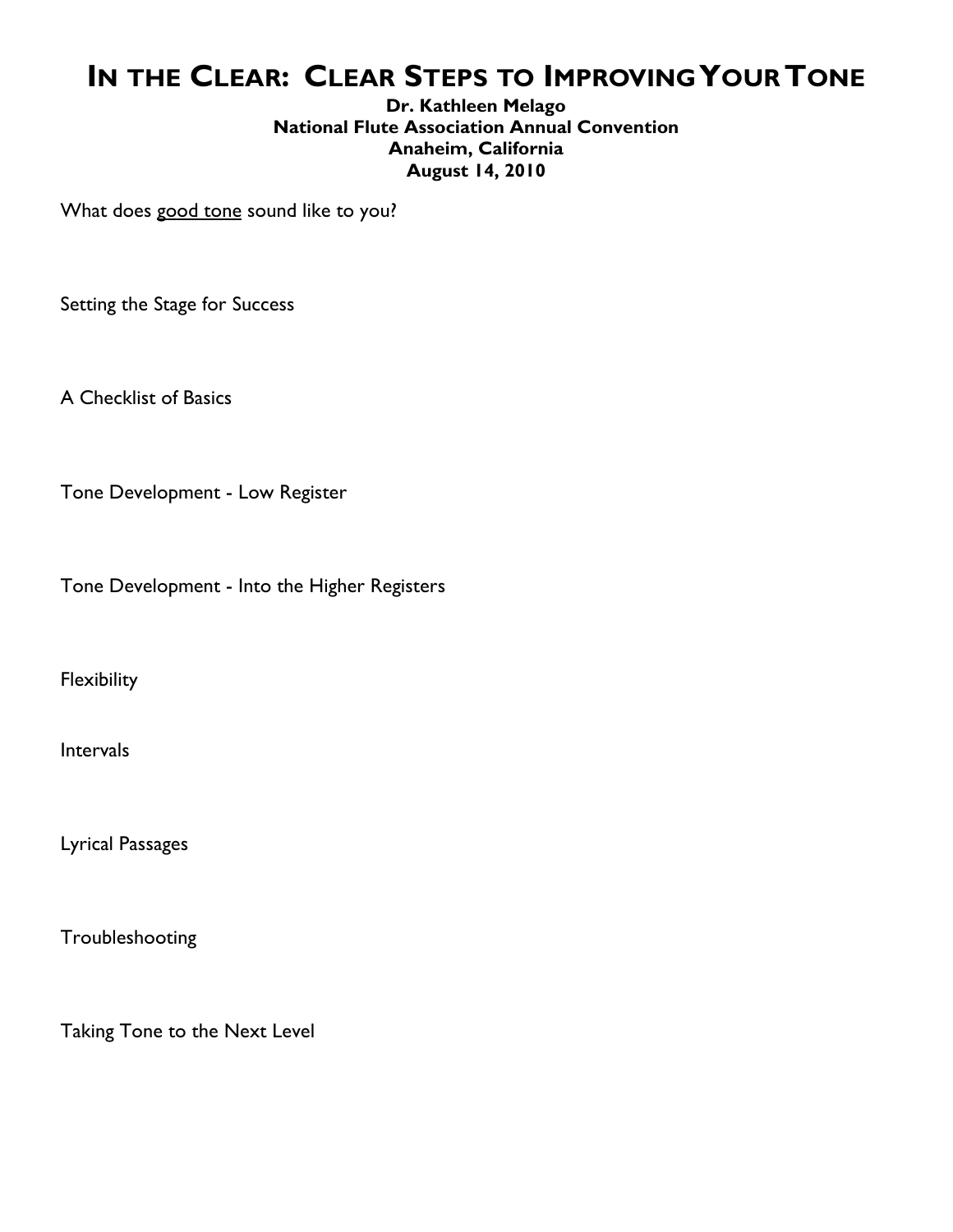# In the Clear: Clear Steps to Improving Your Tone

**Dr. Kathleen Melago**
**National Flute Association Annual Convention**
**Anaheim, California**
**August 14, 2010**

What does <u>good tone</u> sound like to you?

Setting the Stage for Success

A Checklist of Basics

Tone Development - Low Register

Tone Development - Into the Higher Registers

Flexibility

Intervals

Lyrical Passages

Troubleshooting

Taking Tone to the Next Level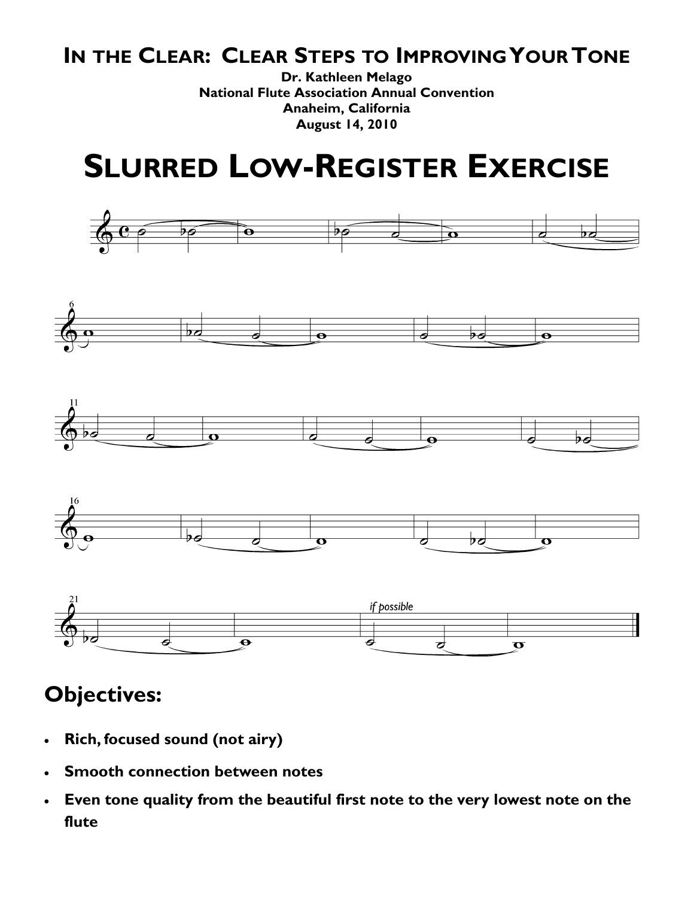## In the Clear: Clear Steps to Improving Your Tone

**Dr. Kathleen Melago**
**National Flute Association Annual Convention**
**Anaheim, California**
**August 14, 2010**

# Slurred Low-Register Exercise

## Objectives:

- **Rich, focused sound (not airy)**
- **Smooth connection between notes**
- **Even tone quality from the beautiful first note to the very lowest note on the flute**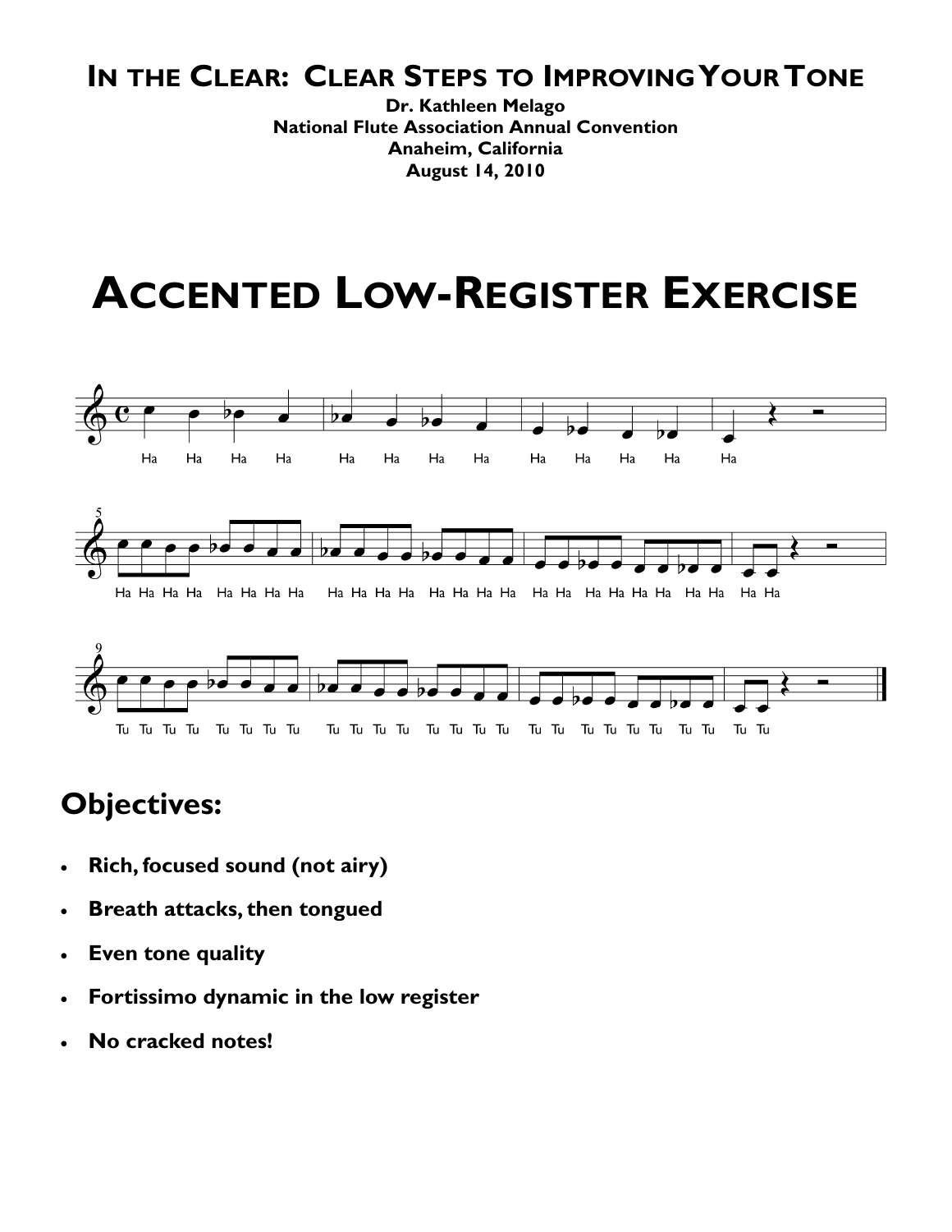**In the Clear: Clear Steps to Improving Your Tone**

**Dr. Kathleen Melago**
**National Flute Association Annual Convention**
**Anaheim, California**
**August 14, 2010**

# Accented Low-Register Exercise

## Objectives:

- **Rich, focused sound (not airy)**
- **Breath attacks, then tongued**
- **Even tone quality**
- **Fortissimo dynamic in the low register**
- **No cracked notes!**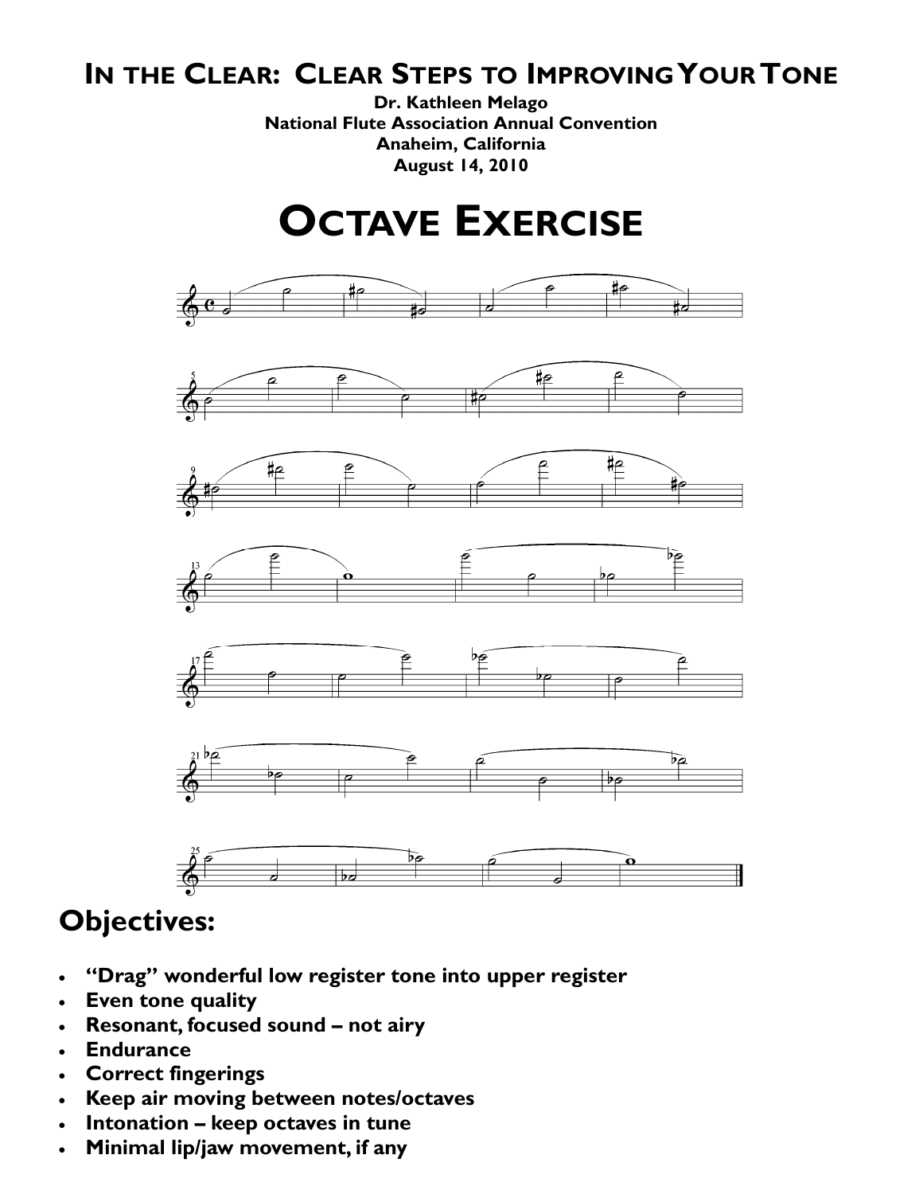## In the Clear: Clear Steps to Improving Your Tone

**Dr. Kathleen Melago**
**National Flute Association Annual Convention**
**Anaheim, California**
**August 14, 2010**

# Octave Exercise

## Objectives:

- **"Drag" wonderful low register tone into upper register**
- **Even tone quality**
- **Resonant, focused sound – not airy**
- **Endurance**
- **Correct fingerings**
- **Keep air moving between notes/octaves**
- **Intonation – keep octaves in tune**
- **Minimal lip/jaw movement, if any**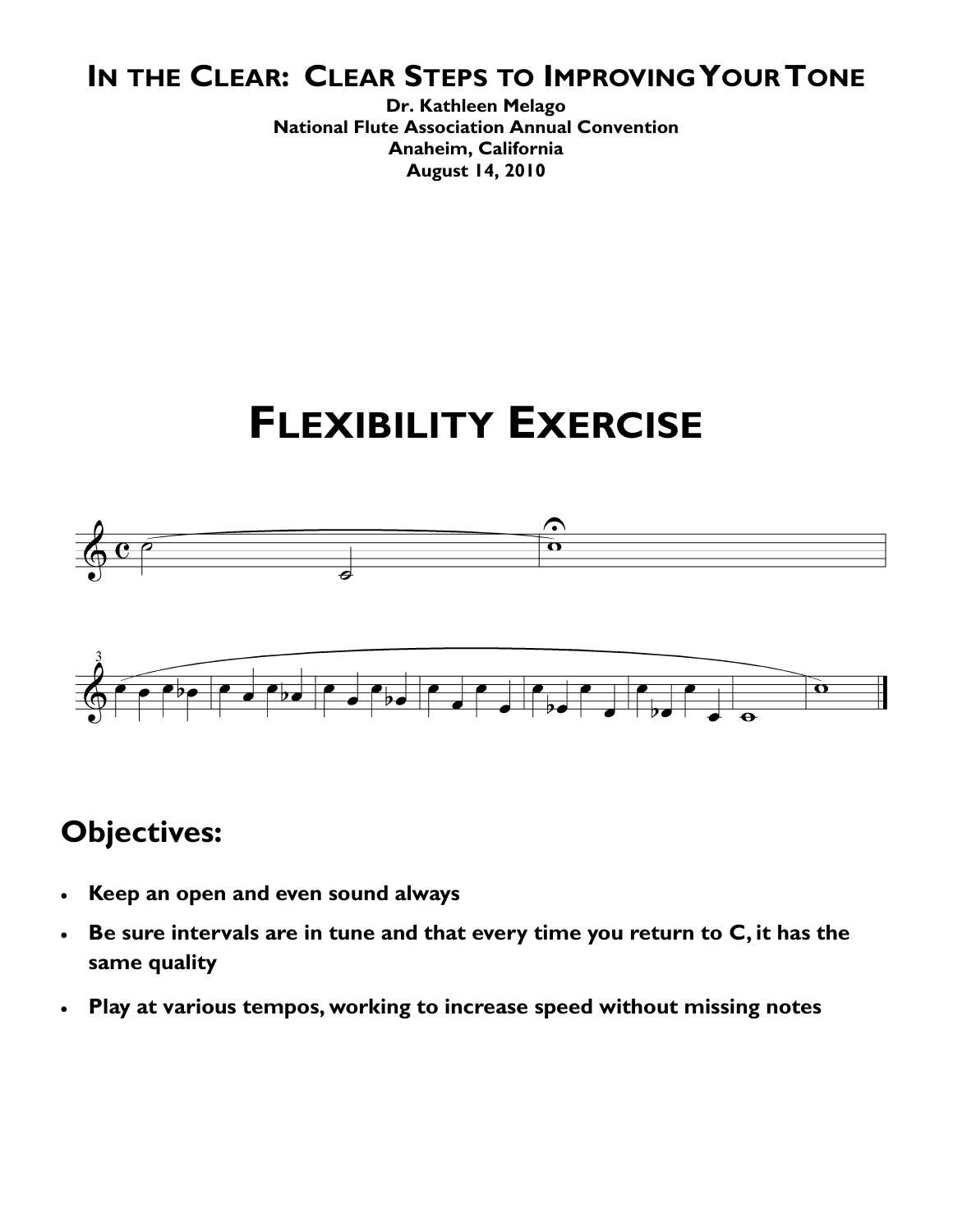# In the Clear: Clear Steps to Improving Your Tone

**Dr. Kathleen Melago**
**National Flute Association Annual Convention**
**Anaheim, California**
**August 14, 2010**

# Flexibility Exercise

## Objectives:

- **Keep an open and even sound always**
- **Be sure intervals are in tune and that every time you return to C, it has the same quality**
- **Play at various tempos, working to increase speed without missing notes**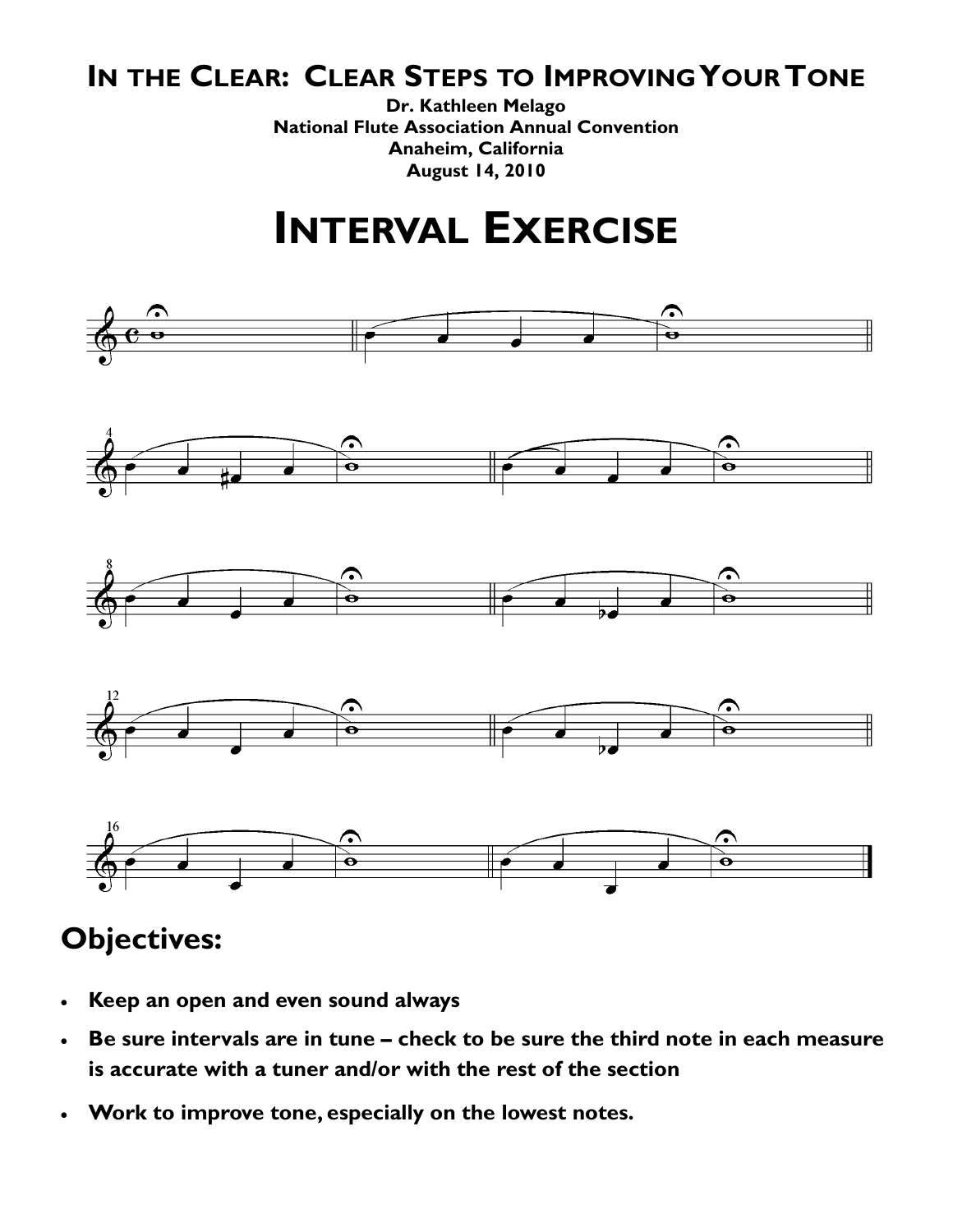# In the Clear: Clear Steps to Improving Your Tone

**Dr. Kathleen Melago**
**National Flute Association Annual Convention**
**Anaheim, California**
**August 14, 2010**

# Interval Exercise

## Objectives:

- **Keep an open and even sound always**
- **Be sure intervals are in tune – check to be sure the third note in each measure is accurate with a tuner and/or with the rest of the section**
- **Work to improve tone, especially on the lowest notes.**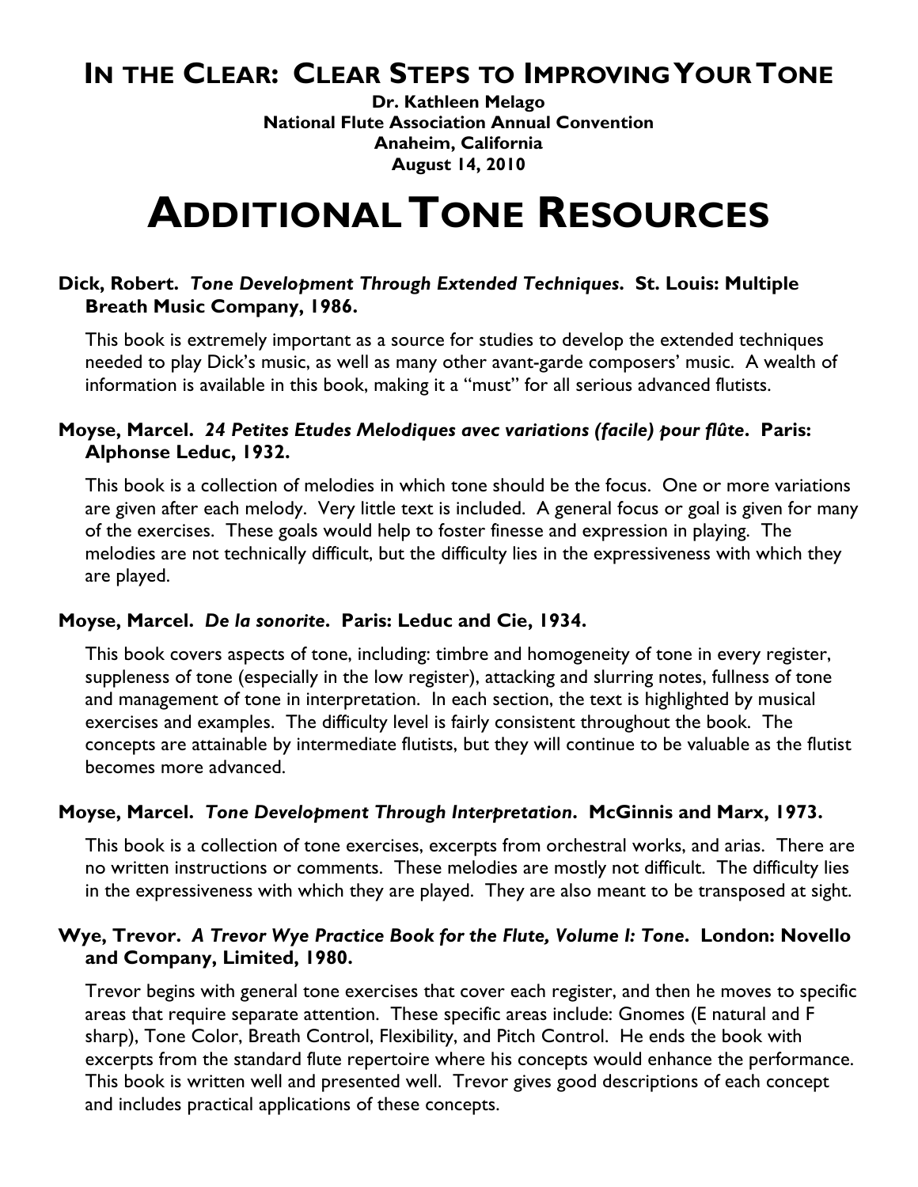# In the Clear: Clear Steps to Improving Your Tone

**Dr. Kathleen Melago**
**National Flute Association Annual Convention**
**Anaheim, California**
**August 14, 2010**

# Additional Tone Resources

**Dick, Robert.** ***Tone Development Through Extended Techniques*****. St. Louis: Multiple Breath Music Company, 1986.**

This book is extremely important as a source for studies to develop the extended techniques needed to play Dick's music, as well as many other avant-garde composers' music. A wealth of information is available in this book, making it a "must" for all serious advanced flutists.

**Moyse, Marcel.** ***24 Petites Etudes Melodiques avec variations (facile) pour flûte*****. Paris: Alphonse Leduc, 1932.**

This book is a collection of melodies in which tone should be the focus. One or more variations are given after each melody. Very little text is included. A general focus or goal is given for many of the exercises. These goals would help to foster finesse and expression in playing. The melodies are not technically difficult, but the difficulty lies in the expressiveness with which they are played.

**Moyse, Marcel.** ***De la sonorite*****. Paris: Leduc and Cie, 1934.**

This book covers aspects of tone, including: timbre and homogeneity of tone in every register, suppleness of tone (especially in the low register), attacking and slurring notes, fullness of tone and management of tone in interpretation. In each section, the text is highlighted by musical exercises and examples. The difficulty level is fairly consistent throughout the book. The concepts are attainable by intermediate flutists, but they will continue to be valuable as the flutist becomes more advanced.

**Moyse, Marcel.** ***Tone Development Through Interpretation*****. McGinnis and Marx, 1973.**

This book is a collection of tone exercises, excerpts from orchestral works, and arias. There are no written instructions or comments. These melodies are mostly not difficult. The difficulty lies in the expressiveness with which they are played. They are also meant to be transposed at sight.

**Wye, Trevor.** ***A Trevor Wye Practice Book for the Flute, Volume I: Tone*****. London: Novello and Company, Limited, 1980.**

Trevor begins with general tone exercises that cover each register, and then he moves to specific areas that require separate attention. These specific areas include: Gnomes (E natural and F sharp), Tone Color, Breath Control, Flexibility, and Pitch Control. He ends the book with excerpts from the standard flute repertoire where his concepts would enhance the performance. This book is written well and presented well. Trevor gives good descriptions of each concept and includes practical applications of these concepts.